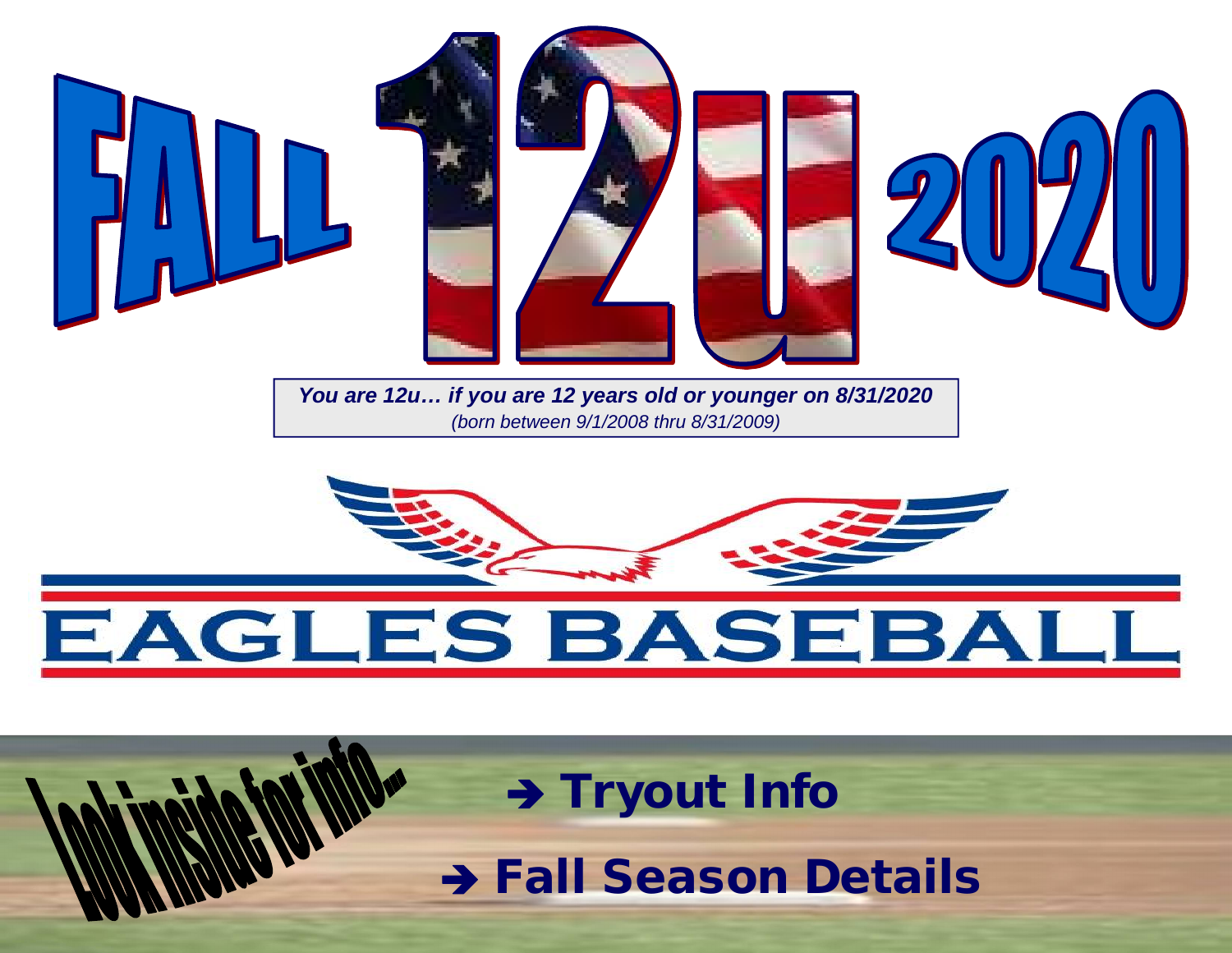# FALL 12u 2020

***You are 12u… if you are 12 years old or younger on 8/31/2020***
*(born between 9/1/2008 thru 8/31/2009)*

# EAGLES BASEBALL

Look inside for info...

**➔ Tryout Info**

**➔ Fall Season Details**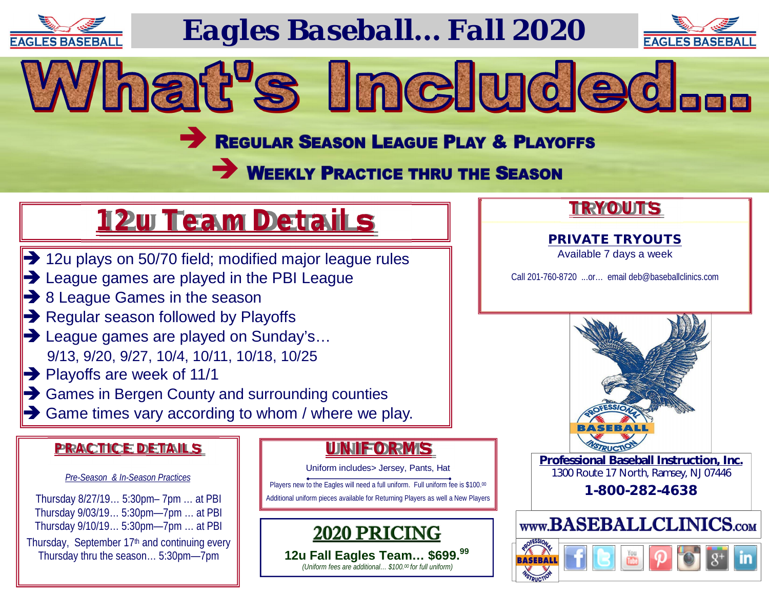# Eagles Baseball… Fall 2020

# What's Included…

- **Regular Season League Play & Playoffs**
- **Weekly Practice thru the Season**

## 12u Team Details

- 12u plays on 50/70 field; modified major league rules
- League games are played in the PBI League
- 8 League Games in the season
- Regular season followed by Playoffs
- League games are played on Sunday's…
  9/13, 9/20, 9/27, 10/4, 10/11, 10/18, 10/25
- Playoffs are week of 11/1
- Games in Bergen County and surrounding counties
- Game times vary according to whom / where we play.

## TRYOUTS

**PRIVATE TRYOUTS**

Available 7 days a week

Call 201-760-8720 …or… email deb@baseballclinics.com

## PRACTICE DETAILS

*Pre-Season & In-Season Practices*

Thursday 8/27/19… 5:30pm– 7pm … at PBI
Thursday 9/03/19… 5:30pm—7pm … at PBI
Thursday 9/10/19… 5:30pm—7pm … at PBI
Thursday, September 17th and continuing every Thursday thru the season… 5:30pm—7pm

## UNIFORMS

Uniform includes> Jersey, Pants, Hat

Players new to the Eagles will need a full uniform. Full uniform fee is $100.00

Additional uniform pieces available for Returning Players as well a New Players

## 2020 PRICING

**12u Fall Eagles Team… $699.99**

*(Uniform fees are additional… $100.00 for full uniform)*

**Professional Baseball Instruction, Inc.**
1300 Route 17 North, Ramsey, NJ 07446
**1-800-282-4638**

www.BASEBALLCLINICS.com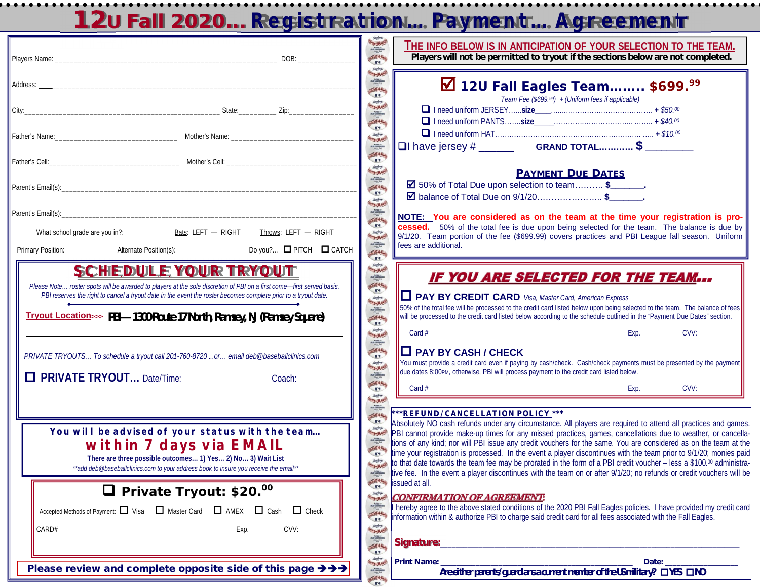# 12U Fall 2020... Registration... Payment... Agreement

Players Name: ______________________ DOB: __________

Address: ____________________________________________

City: ______________________ State: ________ Zip: ______________

Father's Name: ______________________ Mother's Name: ______________________

Father's Cell: ______________________ Mother's Cell: ______________________

Parent's Email(s): ____________________________________________

Parent's Email(s): ____________________________________________

What school grade are you in? _________ Bats: LEFT — RIGHT Throws: LEFT — RIGHT

Primary Position: ___________ Alternate Position(s): ________________ Do you?... ☐ PITCH ☐ CATCH

## SCHEDULE YOUR TRYOUT

*Please Note... roster spots will be awarded to players at the sole discretion of PBI on a first come—first served basis. PBI reserves the right to cancel a tryout date in the event the roster becomes complete prior to a tryout date.*

**Tryout Location>>>** PBI—1300 Route 17 North, Ramsey, NJ (Ramsey Square)

*PRIVATE TRYOUTS... To schedule a tryout call 201-760-8720 ...or... email deb@baseballclinics.com*

☐ **PRIVATE TRYOUT...** Date/Time: ________________ Coach: ________

**You will be advised of your status with the team...**

**within 7 days via EMAIL**

**There are three possible outcomes... 1) Yes... 2) No... 3) Wait List**

*\*\*add deb@baseballclinics.com to your address book to insure you receive the email\*\**

☐ **Private Tryout: $20.00**

Accepted Methods of Payment: ☐ Visa ☐ Master Card ☐ AMEX ☐ Cash ☐ Check

CARD# ______________________________ Exp. ________ CVV: ________

**Please review and complete opposite side of this page →→→**

**THE INFO BELOW IS IN ANTICIPATION OF YOUR SELECTION TO THE TEAM.**
**Players will not be permitted to tryout if the sections below are not completed.**

☑ **12U Fall Eagles Team........ $699.99**

*Team Fee ($699.99) + (Uniform fees if applicable)*

- ☐ I need uniform JERSEY......size____ ........................................ + *$50.00*
- ☐ I need uniform PANTS.......size_____ .................................... + *$40.00*
- ☐ I need uniform HAT.............................................................. + *$10.00*

☐ I have jersey # ______ **GRAND TOTAL............ $ ________**

### PAYMENT DUE DATES

☑ 50% of Total Due upon selection to team.......... $_______.
☑ balance of Total Due on 9/1/20....................... $_______.

**NOTE: You are considered as on the team at the time your registration is processed.** 50% of the total fee is due upon being selected for the team. The balance is due by 9/1/20. Team portion of the fee ($699.99) covers practices and PBI League fall season. Uniform fees are additional.

## IF YOU ARE SELECTED FOR THE TEAM...

☐ **PAY BY CREDIT CARD** *Visa, Master Card, American Express*

50% of the total fee will be processed to the credit card listed below upon being selected to the team. The balance of fees will be processed to the credit card listed below according to the schedule outlined in the "Payment Due Dates" section.

Card # ______________________________ Exp. ________ CVV: ________

☐ **PAY BY CASH / CHECK**

You must provide a credit card even if paying by cash/check. Cash/check payments must be presented by the payment due dates 8:00PM, otherwise, PBI will process payment to the credit card listed below.

Card # ______________________________ Exp. ________ CVV: ________

**\*\*\*REFUND/CANCELLATION POLICY \*\*\***

Absolutely NO cash refunds under any circumstance. All players are required to attend all practices and games. PBI cannot provide make-up times for any missed practices, games, cancellations due to weather, or cancellations of any kind; nor will PBI issue any credit vouchers for the same. You are considered as on the team at the time your registration is processed. In the event a player discontinues with the team prior to 9/1/20; monies paid to that date towards the team fee may be prorated in the form of a PBI credit voucher – less a $100.00 administrative fee. In the event a player discontinues with the team on or after 9/1/20; no refunds or credit vouchers will be issued at all.

***CONFIRMATION OF AGREEMENT:***

I hereby agree to the above stated conditions of the 2020 PBI Fall Eagles policies. I have provided my credit card information within & authorize PBI to charge said credit card for all fees associated with the Fall Eagles.

**Signature:** ____________________________________________

**Print Name:** ______________________ **Date:** ____________

**Are either parents/guardians a current member of the US military? ☐ YES ☐ NO**